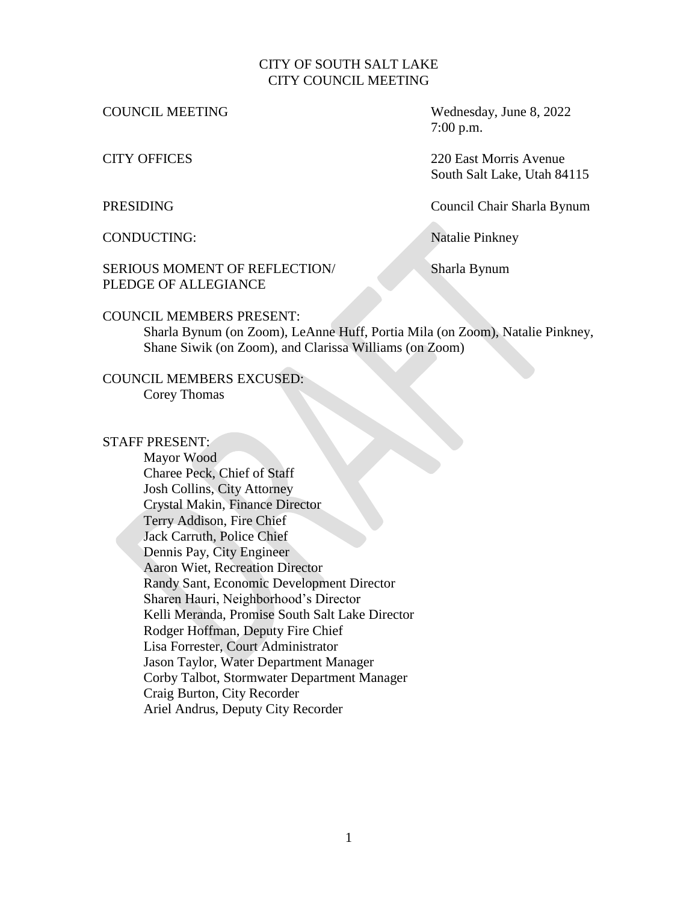CITY OF SOUTH SALT LAKE
CITY COUNCIL MEETING

COUNCIL MEETING — Wednesday, June 8, 2022, 7:00 p.m.

CITY OFFICES — 220 East Morris Avenue, South Salt Lake, Utah 84115

PRESIDING — Council Chair Sharla Bynum

CONDUCTING: — Natalie Pinkney

SERIOUS MOMENT OF REFLECTION/ PLEDGE OF ALLEGIANCE — Sharla Bynum

COUNCIL MEMBERS PRESENT:
Sharla Bynum (on Zoom), LeAnne Huff, Portia Mila (on Zoom), Natalie Pinkney, Shane Siwik (on Zoom), and Clarissa Williams (on Zoom)

COUNCIL MEMBERS EXCUSED:
Corey Thomas

STAFF PRESENT:
Mayor Wood
Charee Peck, Chief of Staff
Josh Collins, City Attorney
Crystal Makin, Finance Director
Terry Addison, Fire Chief
Jack Carruth, Police Chief
Dennis Pay, City Engineer
Aaron Wiet, Recreation Director
Randy Sant, Economic Development Director
Sharen Hauri, Neighborhood's Director
Kelli Meranda, Promise South Salt Lake Director
Rodger Hoffman, Deputy Fire Chief
Lisa Forrester, Court Administrator
Jason Taylor, Water Department Manager
Corby Talbot, Stormwater Department Manager
Craig Burton, City Recorder
Ariel Andrus, Deputy City Recorder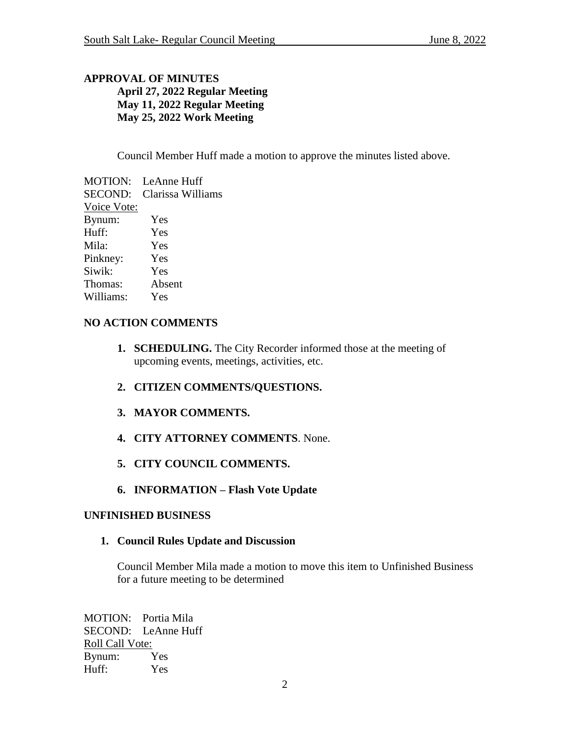## APPROVAL OF MINUTES

**April 27, 2022 Regular Meeting**
**May 11, 2022 Regular Meeting**
**May 25, 2022 Work Meeting**

Council Member Huff made a motion to approve the minutes listed above.

MOTION: LeAnne Huff
SECOND: Clarissa Williams
Voice Vote:

| | |
|---|---|
| Bynum: | Yes |
| Huff: | Yes |
| Mila: | Yes |
| Pinkney: | Yes |
| Siwik: | Yes |
| Thomas: | Absent |
| Williams: | Yes |

## NO ACTION COMMENTS

1. **SCHEDULING.** The City Recorder informed those at the meeting of upcoming events, meetings, activities, etc.

2. **CITIZEN COMMENTS/QUESTIONS.**

3. **MAYOR COMMENTS.**

4. **CITY ATTORNEY COMMENTS**. None.

5. **CITY COUNCIL COMMENTS.**

6. **INFORMATION – Flash Vote Update**

## UNFINISHED BUSINESS

1. **Council Rules Update and Discussion**

   Council Member Mila made a motion to move this item to Unfinished Business for a future meeting to be determined

MOTION: Portia Mila
SECOND: LeAnne Huff
Roll Call Vote:

| | |
|---|---|
| Bynum: | Yes |
| Huff: | Yes |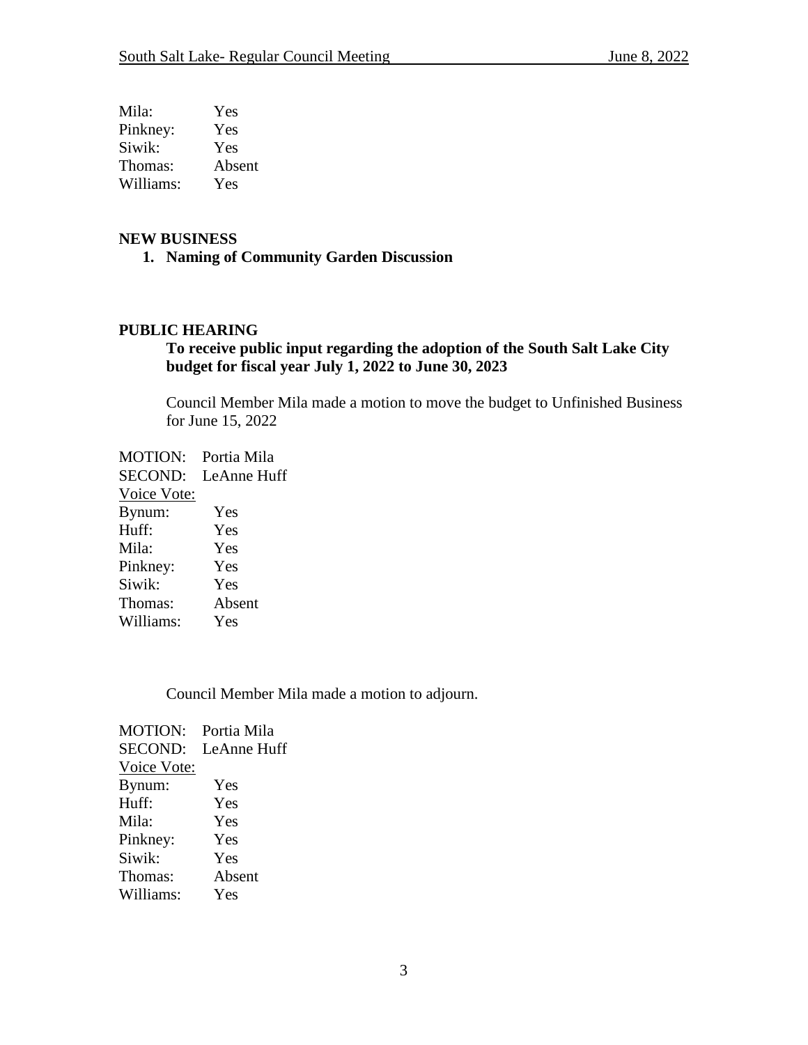Mila: Yes
Pinkney: Yes
Siwik: Yes
Thomas: Absent
Williams: Yes

**NEW BUSINESS**

1. **Naming of Community Garden Discussion**

**PUBLIC HEARING**

**To receive public input regarding the adoption of the South Salt Lake City budget for fiscal year July 1, 2022 to June 30, 2023**

Council Member Mila made a motion to move the budget to Unfinished Business for June 15, 2022

MOTION: Portia Mila
SECOND: LeAnne Huff
Voice Vote:
Bynum: Yes
Huff: Yes
Mila: Yes
Pinkney: Yes
Siwik: Yes
Thomas: Absent
Williams: Yes

Council Member Mila made a motion to adjourn.

MOTION: Portia Mila
SECOND: LeAnne Huff
Voice Vote:
Bynum: Yes
Huff: Yes
Mila: Yes
Pinkney: Yes
Siwik: Yes
Thomas: Absent
Williams: Yes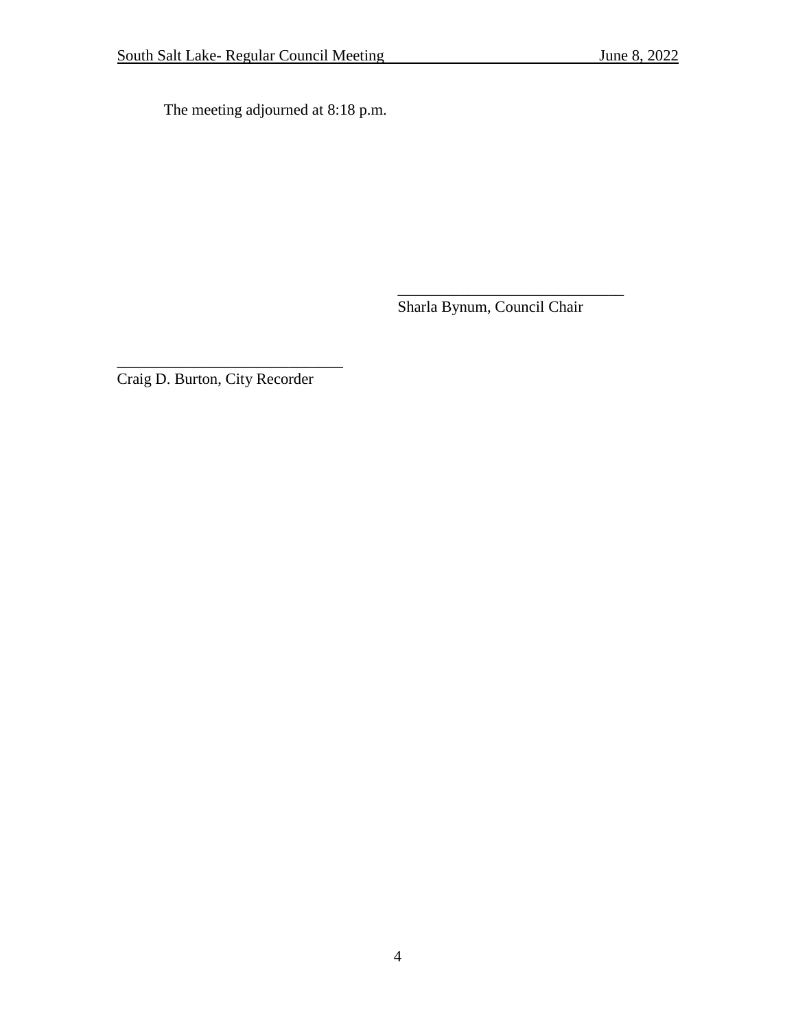The meeting adjourned at 8:18 p.m.

______________________________
Sharla Bynum, Council Chair

______________________________
Craig D. Burton, City Recorder